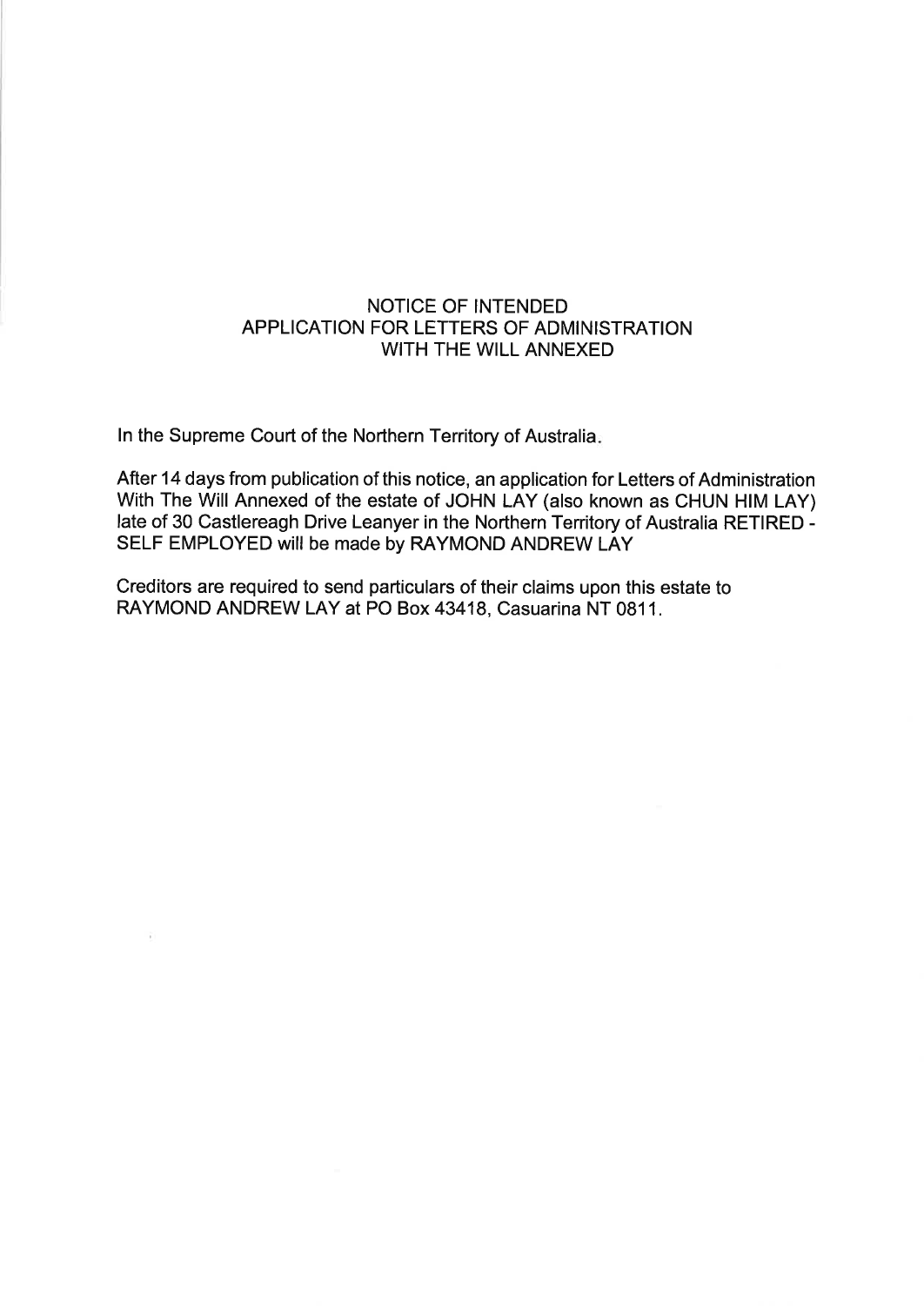# NOTICE OF INTENDED APPLICATION FOR LETTERS OF ADMINISTRATION WITH THE WILL ANNEXED

In the Supreme Court of the Northern Territory of Australia.

After 14 days from publication of this notice, an application for Letters of Administration With The Will Annexed of the estate of JOHN LAY (also known as CHUN HIM LAY) late of 30 Castlereagh Drive Leanyer in the Northern Territory of Australia RETIRED - SELF EMPLOYED will be made by RAYMOND ANDREW LAY

Creditors are required to send particulars of their claims upon this estate to RAYMOND ANDREW LAY at PO Box 43418, Casuarina NT 0811.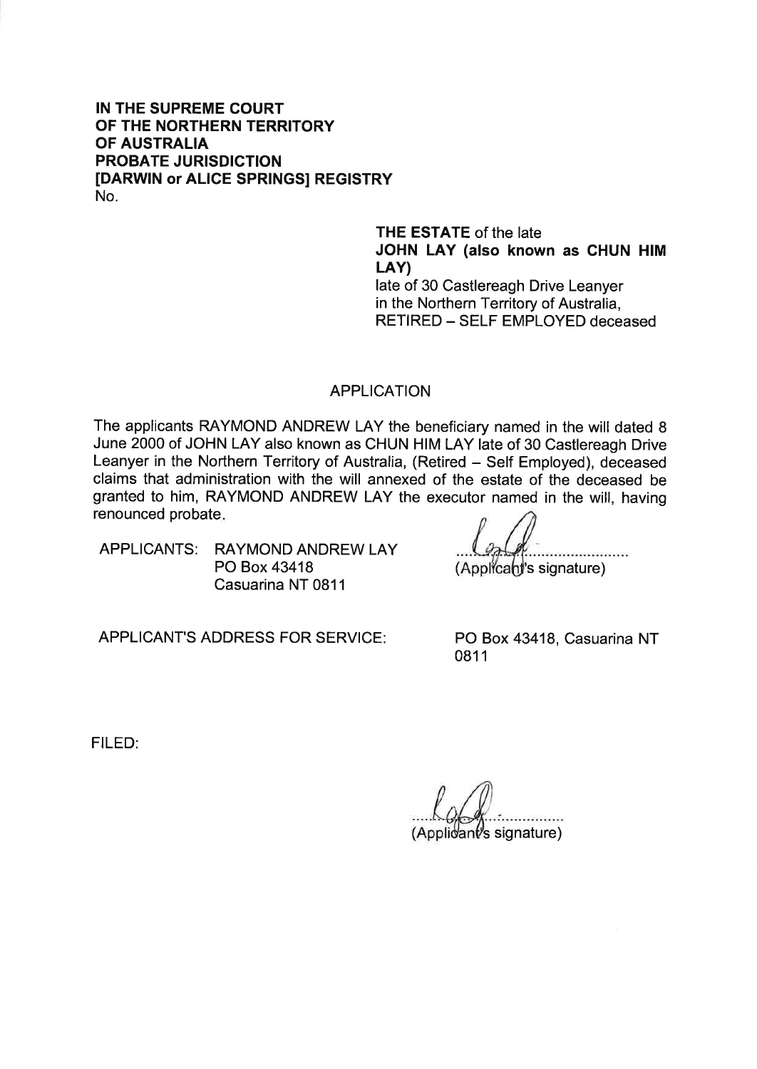**IN THE SUPREME COURT**
**OF THE NORTHERN TERRITORY**
**OF AUSTRALIA**
**PROBATE JURISDICTION**
**[DARWIN or ALICE SPRINGS] REGISTRY**
No.

**THE ESTATE** of the late
**JOHN LAY (also known as CHUN HIM LAY)**
late of 30 Castlereagh Drive Leanyer
in the Northern Territory of Australia,
RETIRED – SELF EMPLOYED deceased

APPLICATION

The applicants RAYMOND ANDREW LAY the beneficiary named in the will dated 8 June 2000 of JOHN LAY also known as CHUN HIM LAY late of 30 Castlereagh Drive Leanyer in the Northern Territory of Australia, (Retired – Self Employed), deceased claims that administration with the will annexed of the estate of the deceased be granted to him, RAYMOND ANDREW LAY the executor named in the will, having renounced probate.

APPLICANTS: RAYMOND ANDREW LAY
PO Box 43418
Casuarina NT 0811

..............................
(Applicant's signature)

APPLICANT'S ADDRESS FOR SERVICE: PO Box 43418, Casuarina NT 0811

FILED:

..............................
(Applicant's signature)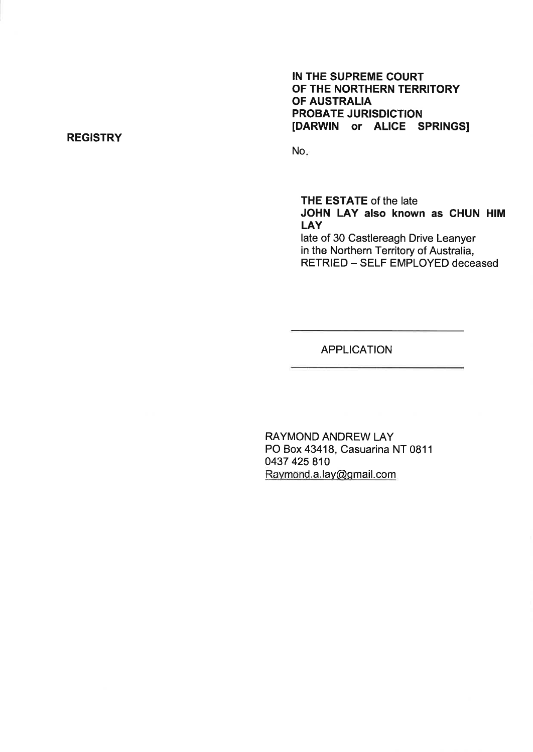**REGISTRY**

**IN THE SUPREME COURT**
**OF THE NORTHERN TERRITORY**
**OF AUSTRALIA**
**PROBATE JURISDICTION**
**[DARWIN or ALICE SPRINGS]**

No.

**THE ESTATE** of the late
**JOHN LAY also known as CHUN HIM LAY**
late of 30 Castlereagh Drive Leanyer
in the Northern Territory of Australia,
RETIRED – SELF EMPLOYED deceased

---

APPLICATION

---

RAYMOND ANDREW LAY
PO Box 43418, Casuarina NT 0811
0437 425 810
Raymond.a.lay@gmail.com